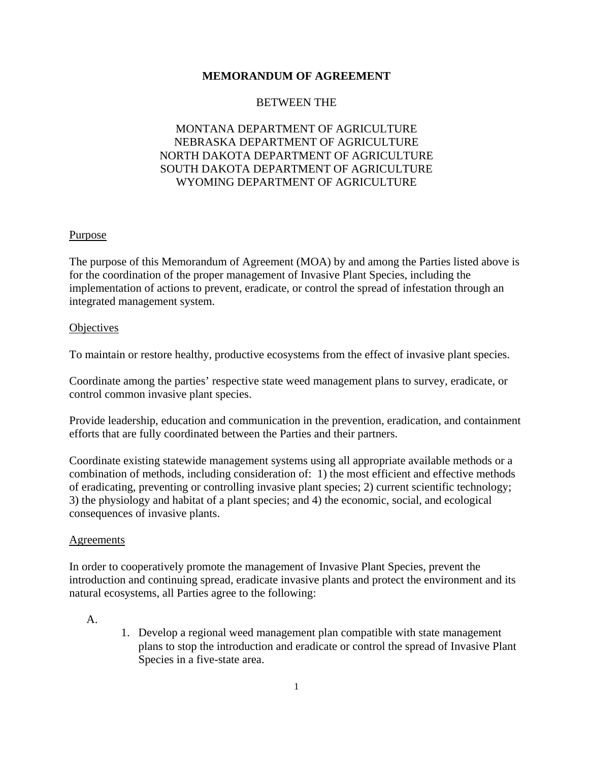**MEMORANDUM OF AGREEMENT**

BETWEEN THE

MONTANA DEPARTMENT OF AGRICULTURE
NEBRASKA DEPARTMENT OF AGRICULTURE
NORTH DAKOTA DEPARTMENT OF AGRICULTURE
SOUTH DAKOTA DEPARTMENT OF AGRICULTURE
WYOMING DEPARTMENT OF AGRICULTURE

Purpose

The purpose of this Memorandum of Agreement (MOA) by and among the Parties listed above is for the coordination of the proper management of Invasive Plant Species, including the implementation of actions to prevent, eradicate, or control the spread of infestation through an integrated management system.

Objectives

To maintain or restore healthy, productive ecosystems from the effect of invasive plant species.

Coordinate among the parties' respective state weed management plans to survey, eradicate, or control common invasive plant species.

Provide leadership, education and communication in the prevention, eradication, and containment efforts that are fully coordinated between the Parties and their partners.

Coordinate existing statewide management systems using all appropriate available methods or a combination of methods, including consideration of: 1) the most efficient and effective methods of eradicating, preventing or controlling invasive plant species; 2) current scientific technology; 3) the physiology and habitat of a plant species; and 4) the economic, social, and ecological consequences of invasive plants.

Agreements

In order to cooperatively promote the management of Invasive Plant Species, prevent the introduction and continuing spread, eradicate invasive plants and protect the environment and its natural ecosystems, all Parties agree to the following:

A.

1. Develop a regional weed management plan compatible with state management plans to stop the introduction and eradicate or control the spread of Invasive Plant Species in a five-state area.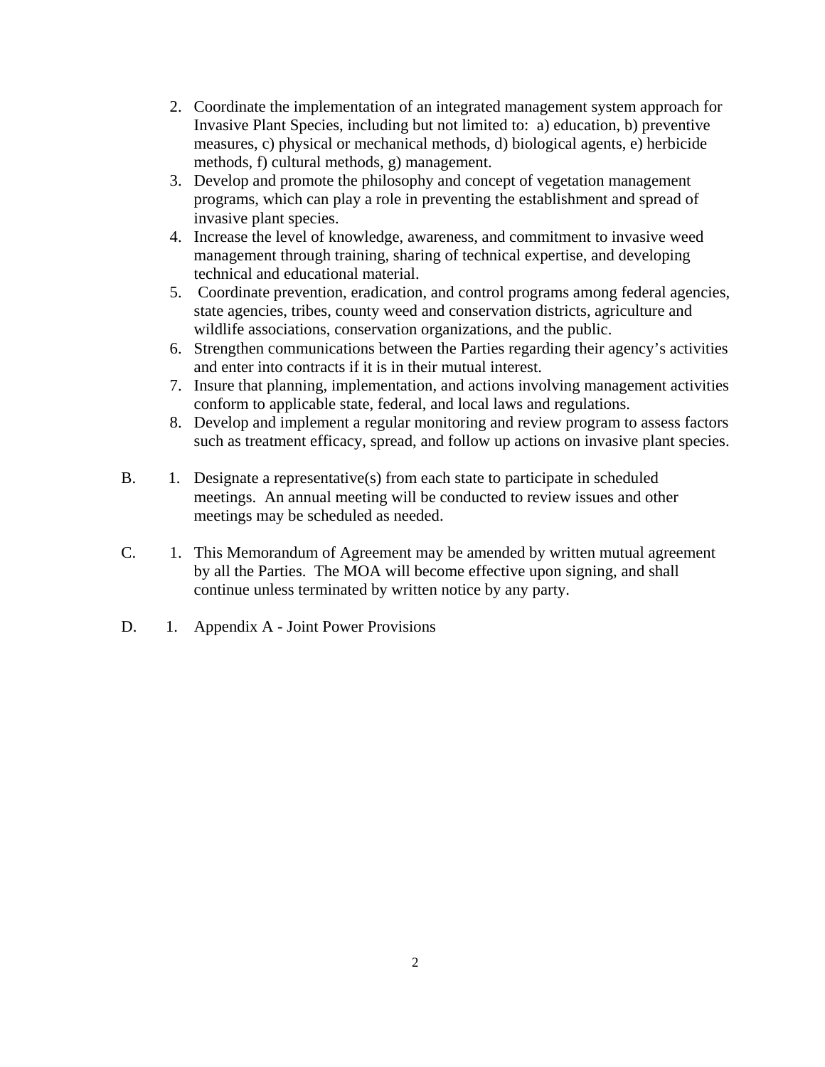2. Coordinate the implementation of an integrated management system approach for Invasive Plant Species, including but not limited to: a) education, b) preventive measures, c) physical or mechanical methods, d) biological agents, e) herbicide methods, f) cultural methods, g) management.
3. Develop and promote the philosophy and concept of vegetation management programs, which can play a role in preventing the establishment and spread of invasive plant species.
4. Increase the level of knowledge, awareness, and commitment to invasive weed management through training, sharing of technical expertise, and developing technical and educational material.
5. Coordinate prevention, eradication, and control programs among federal agencies, state agencies, tribes, county weed and conservation districts, agriculture and wildlife associations, conservation organizations, and the public.
6. Strengthen communications between the Parties regarding their agency's activities and enter into contracts if it is in their mutual interest.
7. Insure that planning, implementation, and actions involving management activities conform to applicable state, federal, and local laws and regulations.
8. Develop and implement a regular monitoring and review program to assess factors such as treatment efficacy, spread, and follow up actions on invasive plant species.

B. 1. Designate a representative(s) from each state to participate in scheduled meetings. An annual meeting will be conducted to review issues and other meetings may be scheduled as needed.

C. 1. This Memorandum of Agreement may be amended by written mutual agreement by all the Parties. The MOA will become effective upon signing, and shall continue unless terminated by written notice by any party.

D. 1. Appendix A - Joint Power Provisions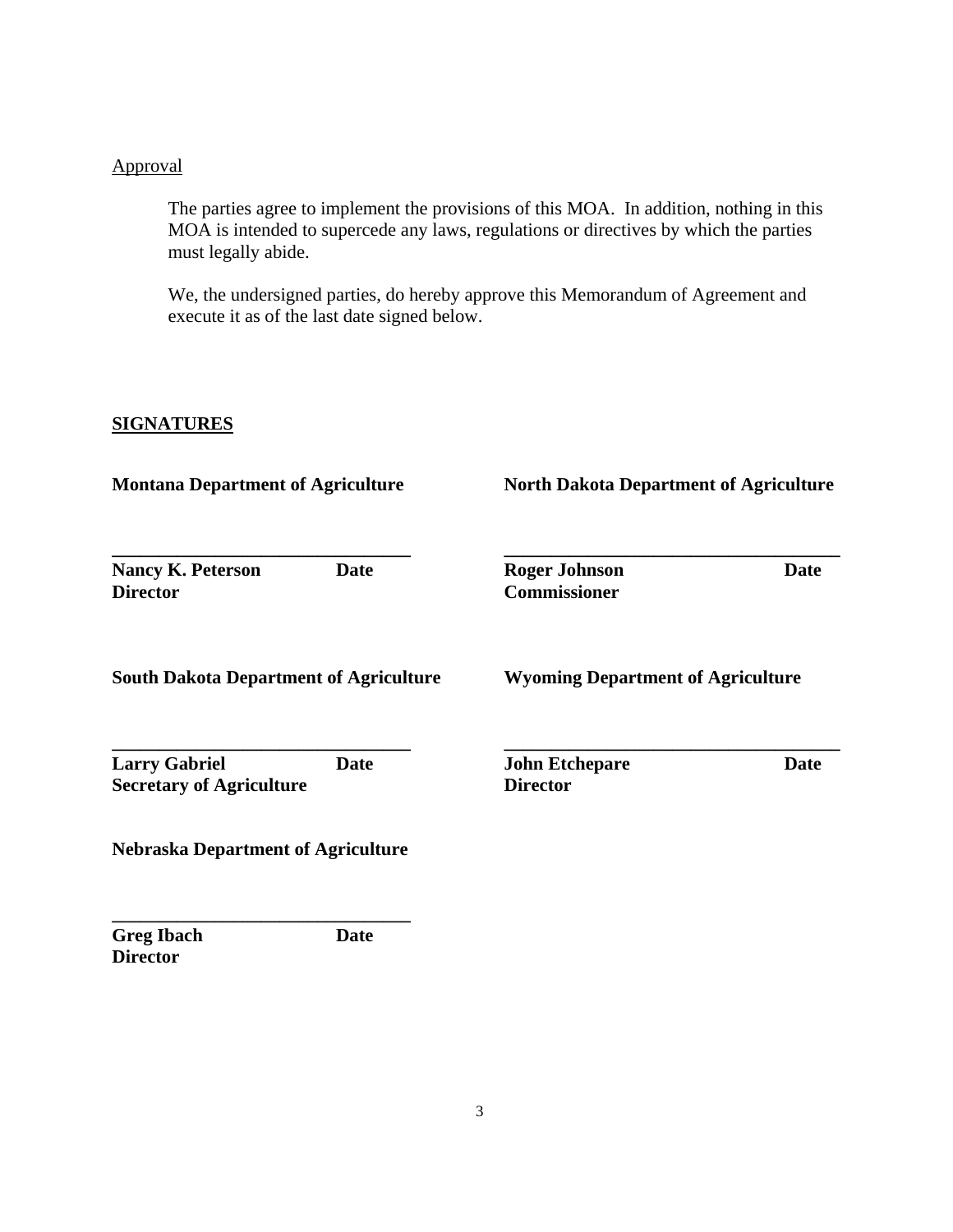Approval

The parties agree to implement the provisions of this MOA. In addition, nothing in this MOA is intended to supercede any laws, regulations or directives by which the parties must legally abide.

We, the undersigned parties, do hereby approve this Memorandum of Agreement and execute it as of the last date signed below.

**SIGNATURES**

**Montana Department of Agriculture**

\_\_\_\_\_\_\_\_\_\_\_\_\_\_\_\_\_\_\_\_\_\_\_\_\_\_\_\_\_\_\_\_

**Nancy K. Peterson** **Date**
**Director**

**North Dakota Department of Agriculture**

\_\_\_\_\_\_\_\_\_\_\_\_\_\_\_\_\_\_\_\_\_\_\_\_\_\_\_\_\_\_\_\_

**Roger Johnson** **Date**
**Commissioner**

**South Dakota Department of Agriculture**

\_\_\_\_\_\_\_\_\_\_\_\_\_\_\_\_\_\_\_\_\_\_\_\_\_\_\_\_\_\_\_\_

**Larry Gabriel** **Date**
**Secretary of Agriculture**

**Wyoming Department of Agriculture**

\_\_\_\_\_\_\_\_\_\_\_\_\_\_\_\_\_\_\_\_\_\_\_\_\_\_\_\_\_\_\_\_

**John Etchepare** **Date**
**Director**

**Nebraska Department of Agriculture**

\_\_\_\_\_\_\_\_\_\_\_\_\_\_\_\_\_\_\_\_\_\_\_\_\_\_\_\_\_\_\_\_

**Greg Ibach** **Date**
**Director**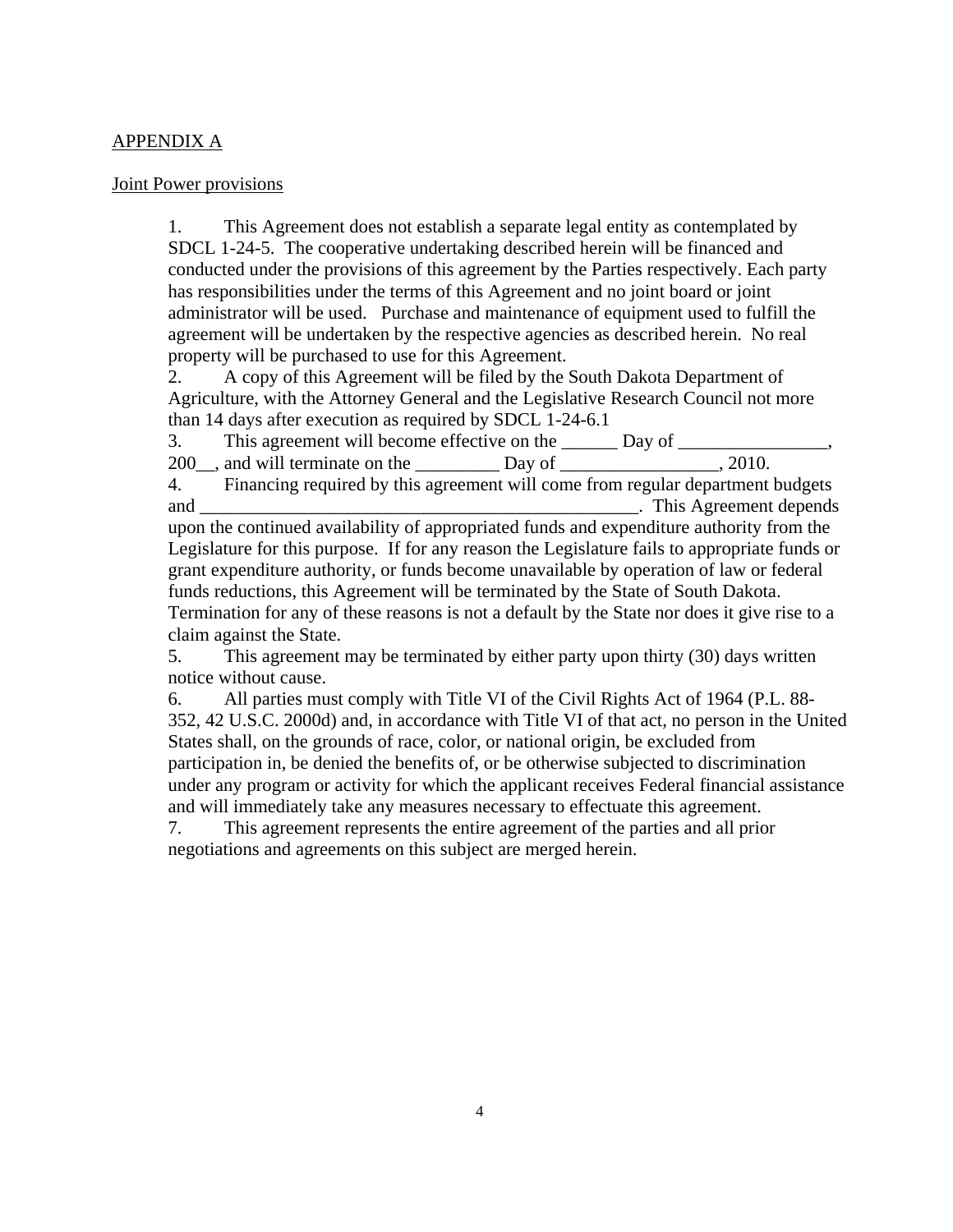APPENDIX A

Joint Power provisions

1. This Agreement does not establish a separate legal entity as contemplated by SDCL 1-24-5. The cooperative undertaking described herein will be financed and conducted under the provisions of this agreement by the Parties respectively. Each party has responsibilities under the terms of this Agreement and no joint board or joint administrator will be used. Purchase and maintenance of equipment used to fulfill the agreement will be undertaken by the respective agencies as described herein. No real property will be purchased to use for this Agreement.
2. A copy of this Agreement will be filed by the South Dakota Department of Agriculture, with the Attorney General and the Legislative Research Council not more than 14 days after execution as required by SDCL 1-24-6.1
3. This agreement will become effective on the ______ Day of ________________, 200__, and will terminate on the _________ Day of _________________, 2010.
4. Financing required by this agreement will come from regular department budgets and ________________________________________________. This Agreement depends upon the continued availability of appropriated funds and expenditure authority from the Legislature for this purpose. If for any reason the Legislature fails to appropriate funds or grant expenditure authority, or funds become unavailable by operation of law or federal funds reductions, this Agreement will be terminated by the State of South Dakota. Termination for any of these reasons is not a default by the State nor does it give rise to a claim against the State.
5. This agreement may be terminated by either party upon thirty (30) days written notice without cause.
6. All parties must comply with Title VI of the Civil Rights Act of 1964 (P.L. 88-352, 42 U.S.C. 2000d) and, in accordance with Title VI of that act, no person in the United States shall, on the grounds of race, color, or national origin, be excluded from participation in, be denied the benefits of, or be otherwise subjected to discrimination under any program or activity for which the applicant receives Federal financial assistance and will immediately take any measures necessary to effectuate this agreement.
7. This agreement represents the entire agreement of the parties and all prior negotiations and agreements on this subject are merged herein.